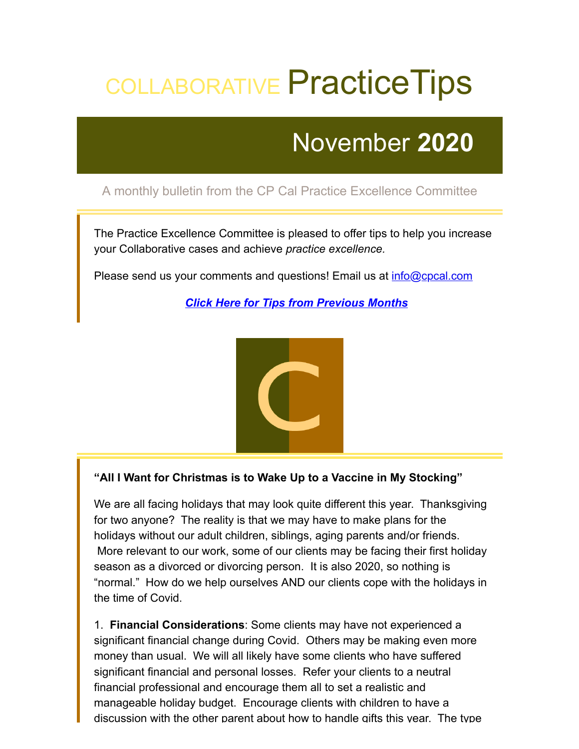# COLLABORATIVE PracticeTips

## November **2020**

A monthly bulletin from the CP Cal Practice Excellence Committee

The Practice Excellence Committee is pleased to offer tips to help you increase your Collaborative cases and achieve *practice excellence.*

Please send us your comments and questions! Email us at info@cpcal.com

***Click Here for Tips from Previous Months***

**"All I Want for Christmas is to Wake Up to a Vaccine in My Stocking"**

We are all facing holidays that may look quite different this year. Thanksgiving for two anyone? The reality is that we may have to make plans for the holidays without our adult children, siblings, aging parents and/or friends. More relevant to our work, some of our clients may be facing their first holiday season as a divorced or divorcing person. It is also 2020, so nothing is "normal." How do we help ourselves AND our clients cope with the holidays in the time of Covid.

1. **Financial Considerations**: Some clients may have not experienced a significant financial change during Covid. Others may be making even more money than usual. We will all likely have some clients who have suffered significant financial and personal losses. Refer your clients to a neutral financial professional and encourage them all to set a realistic and manageable holiday budget. Encourage clients with children to have a discussion with the other parent about how to handle gifts this year. The type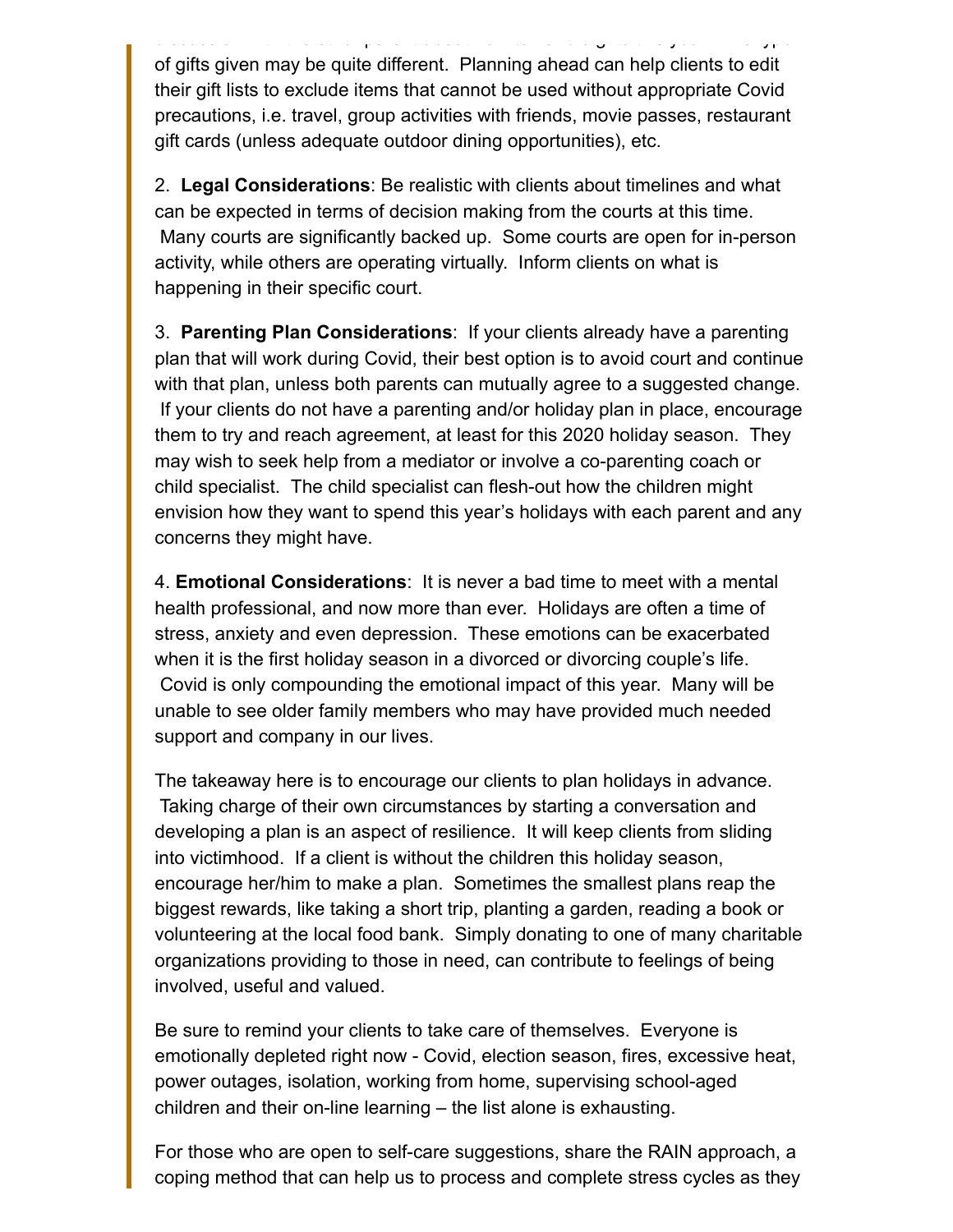of gifts given may be quite different. Planning ahead can help clients to edit their gift lists to exclude items that cannot be used without appropriate Covid precautions, i.e. travel, group activities with friends, movie passes, restaurant gift cards (unless adequate outdoor dining opportunities), etc.

2. **Legal Considerations**: Be realistic with clients about timelines and what can be expected in terms of decision making from the courts at this time. Many courts are significantly backed up. Some courts are open for in-person activity, while others are operating virtually. Inform clients on what is happening in their specific court.

3. **Parenting Plan Considerations**: If your clients already have a parenting plan that will work during Covid, their best option is to avoid court and continue with that plan, unless both parents can mutually agree to a suggested change. If your clients do not have a parenting and/or holiday plan in place, encourage them to try and reach agreement, at least for this 2020 holiday season. They may wish to seek help from a mediator or involve a co-parenting coach or child specialist. The child specialist can flesh-out how the children might envision how they want to spend this year's holidays with each parent and any concerns they might have.

4. **Emotional Considerations**: It is never a bad time to meet with a mental health professional, and now more than ever. Holidays are often a time of stress, anxiety and even depression. These emotions can be exacerbated when it is the first holiday season in a divorced or divorcing couple's life. Covid is only compounding the emotional impact of this year. Many will be unable to see older family members who may have provided much needed support and company in our lives.

The takeaway here is to encourage our clients to plan holidays in advance. Taking charge of their own circumstances by starting a conversation and developing a plan is an aspect of resilience. It will keep clients from sliding into victimhood. If a client is without the children this holiday season, encourage her/him to make a plan. Sometimes the smallest plans reap the biggest rewards, like taking a short trip, planting a garden, reading a book or volunteering at the local food bank. Simply donating to one of many charitable organizations providing to those in need, can contribute to feelings of being involved, useful and valued.

Be sure to remind your clients to take care of themselves. Everyone is emotionally depleted right now - Covid, election season, fires, excessive heat, power outages, isolation, working from home, supervising school-aged children and their on-line learning – the list alone is exhausting.

For those who are open to self-care suggestions, share the RAIN approach, a coping method that can help us to process and complete stress cycles as they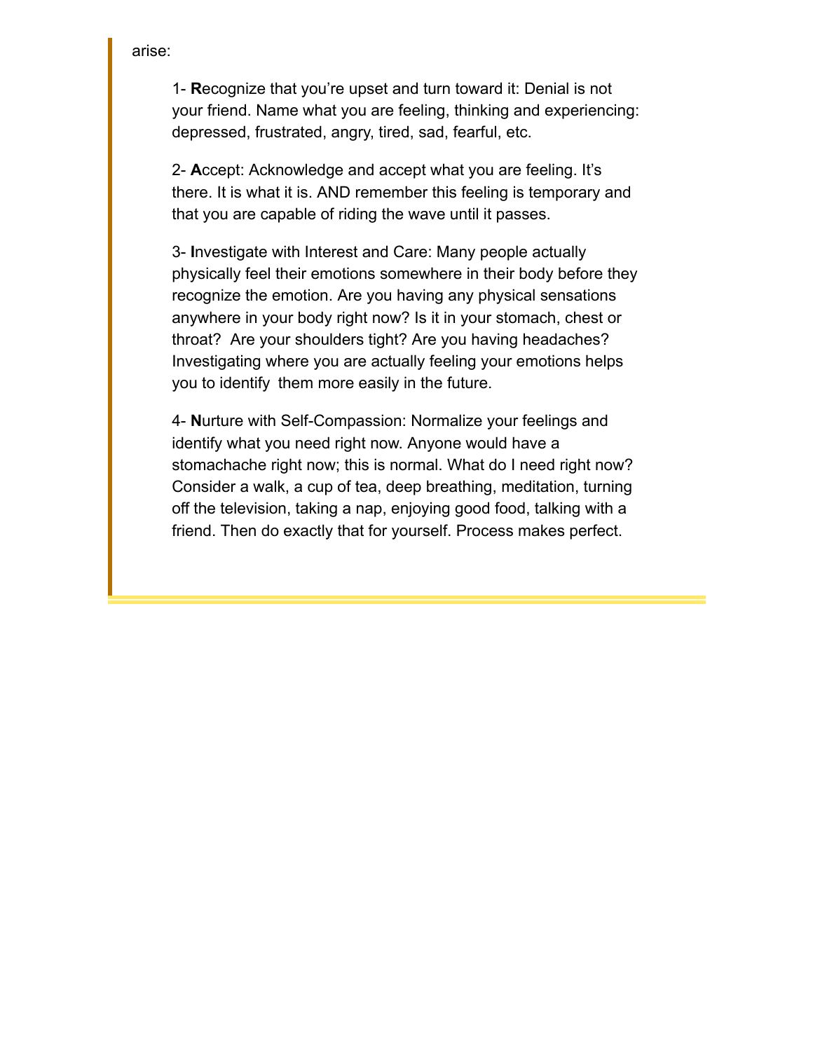arise:

1- **R**ecognize that you're upset and turn toward it: Denial is not your friend. Name what you are feeling, thinking and experiencing: depressed, frustrated, angry, tired, sad, fearful, etc.

2- **A**ccept: Acknowledge and accept what you are feeling. It's there. It is what it is. AND remember this feeling is temporary and that you are capable of riding the wave until it passes.

3- **I**nvestigate with Interest and Care: Many people actually physically feel their emotions somewhere in their body before they recognize the emotion. Are you having any physical sensations anywhere in your body right now? Is it in your stomach, chest or throat? Are your shoulders tight? Are you having headaches? Investigating where you are actually feeling your emotions helps you to identify them more easily in the future.

4- **N**urture with Self-Compassion: Normalize your feelings and identify what you need right now. Anyone would have a stomachache right now; this is normal. What do I need right now? Consider a walk, a cup of tea, deep breathing, meditation, turning off the television, taking a nap, enjoying good food, talking with a friend. Then do exactly that for yourself. Process makes perfect.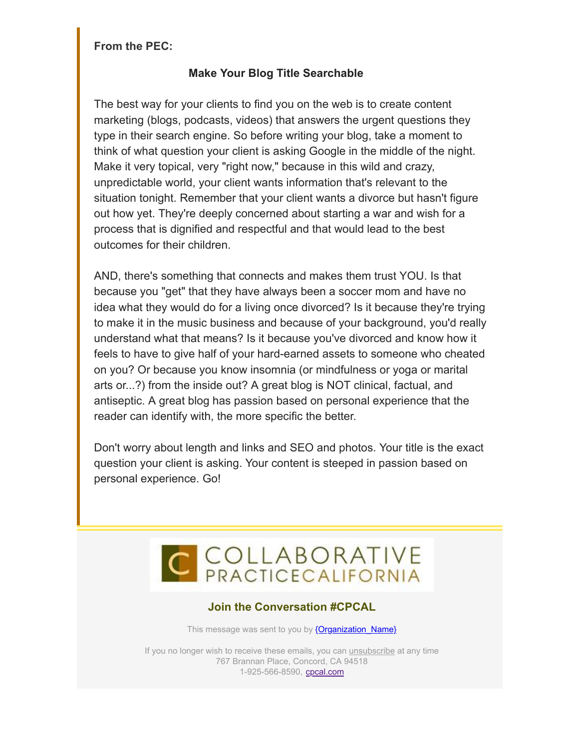**From the PEC:**

### Make Your Blog Title Searchable

The best way for your clients to find you on the web is to create content marketing (blogs, podcasts, videos) that answers the urgent questions they type in their search engine. So before writing your blog, take a moment to think of what question your client is asking Google in the middle of the night. Make it very topical, very "right now," because in this wild and crazy, unpredictable world, your client wants information that's relevant to the situation tonight. Remember that your client wants a divorce but hasn't figure out how yet. They're deeply concerned about starting a war and wish for a process that is dignified and respectful and that would lead to the best outcomes for their children.

AND, there's something that connects and makes them trust YOU. Is that because you "get" that they have always been a soccer mom and have no idea what they would do for a living once divorced? Is it because they're trying to make it in the music business and because of your background, you'd really understand what that means? Is it because you've divorced and know how it feels to have to give half of your hard-earned assets to someone who cheated on you? Or because you know insomnia (or mindfulness or yoga or marital arts or...?) from the inside out? A great blog is NOT clinical, factual, and antiseptic. A great blog has passion based on personal experience that the reader can identify with, the more specific the better.

Don't worry about length and links and SEO and photos. Your title is the exact question your client is asking. Your content is steeped in passion based on personal experience. Go!

COLLABORATIVE PRACTICECALIFORNIA

**Join the Conversation #CPCAL**

This message was sent to you by {Organization_Name}

If you no longer wish to receive these emails, you can unsubscribe at any time
767 Brannan Place, Concord, CA 94518
1-925-566-8590, cpcal.com